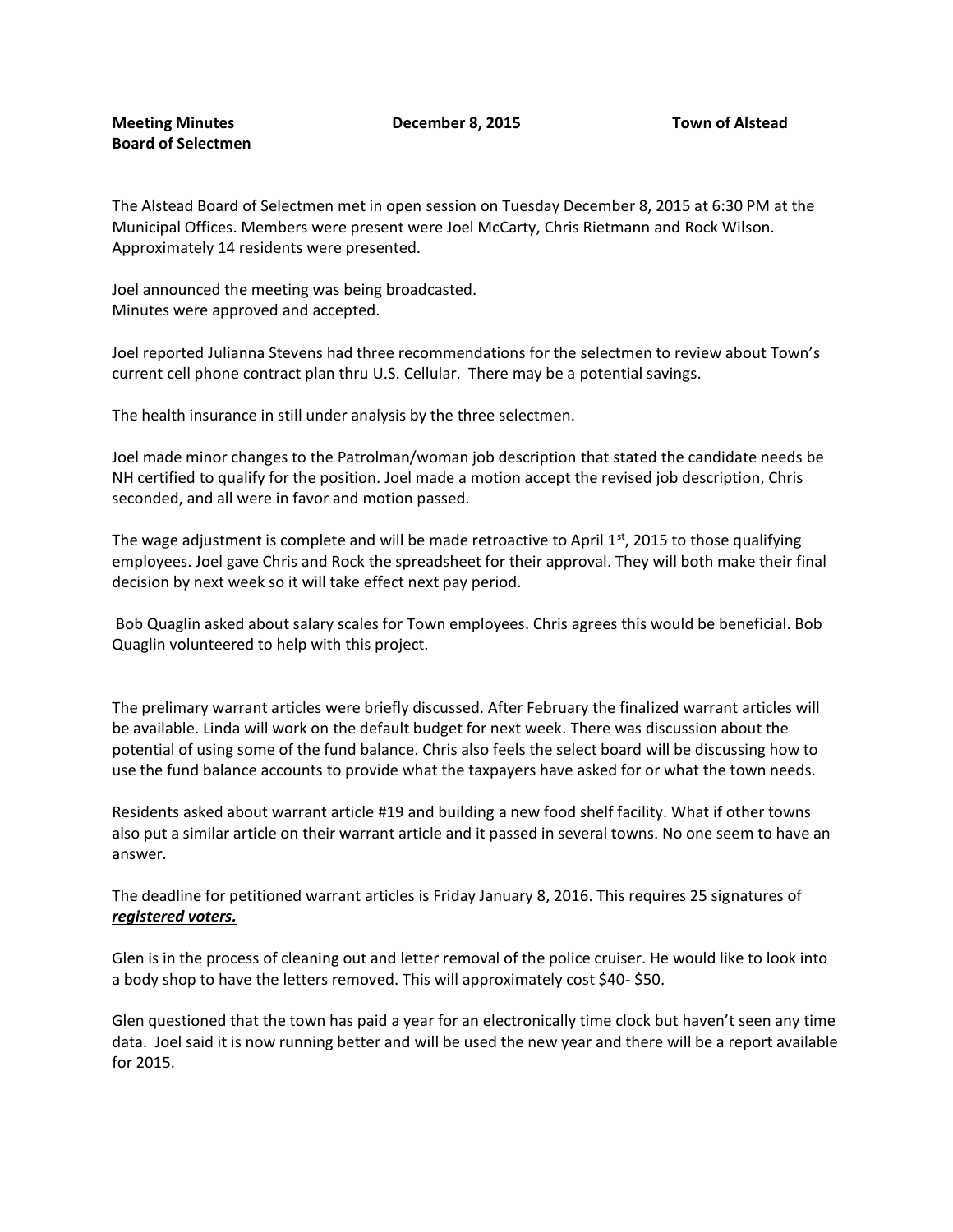**Meeting Minutes** **December 8, 2015** **Town of Alstead**
**Board of Selectmen**

The Alstead Board of Selectmen met in open session on Tuesday December 8, 2015 at 6:30 PM at the Municipal Offices. Members were present were Joel McCarty, Chris Rietmann and Rock Wilson. Approximately 14 residents were presented.

Joel announced the meeting was being broadcasted.
Minutes were approved and accepted.

Joel reported Julianna Stevens had three recommendations for the selectmen to review about Town's current cell phone contract plan thru U.S. Cellular. There may be a potential savings.

The health insurance in still under analysis by the three selectmen.

Joel made minor changes to the Patrolman/woman job description that stated the candidate needs be NH certified to qualify for the position. Joel made a motion accept the revised job description, Chris seconded, and all were in favor and motion passed.

The wage adjustment is complete and will be made retroactive to April 1st, 2015 to those qualifying employees. Joel gave Chris and Rock the spreadsheet for their approval. They will both make their final decision by next week so it will take effect next pay period.

Bob Quaglin asked about salary scales for Town employees. Chris agrees this would be beneficial. Bob Quaglin volunteered to help with this project.

The prelimary warrant articles were briefly discussed. After February the finalized warrant articles will be available. Linda will work on the default budget for next week. There was discussion about the potential of using some of the fund balance. Chris also feels the select board will be discussing how to use the fund balance accounts to provide what the taxpayers have asked for or what the town needs.

Residents asked about warrant article #19 and building a new food shelf facility. What if other towns also put a similar article on their warrant article and it passed in several towns. No one seem to have an answer.

The deadline for petitioned warrant articles is Friday January 8, 2016. This requires 25 signatures of ***registered voters.***

Glen is in the process of cleaning out and letter removal of the police cruiser. He would like to look into a body shop to have the letters removed. This will approximately cost $40- $50.

Glen questioned that the town has paid a year for an electronically time clock but haven't seen any time data. Joel said it is now running better and will be used the new year and there will be a report available for 2015.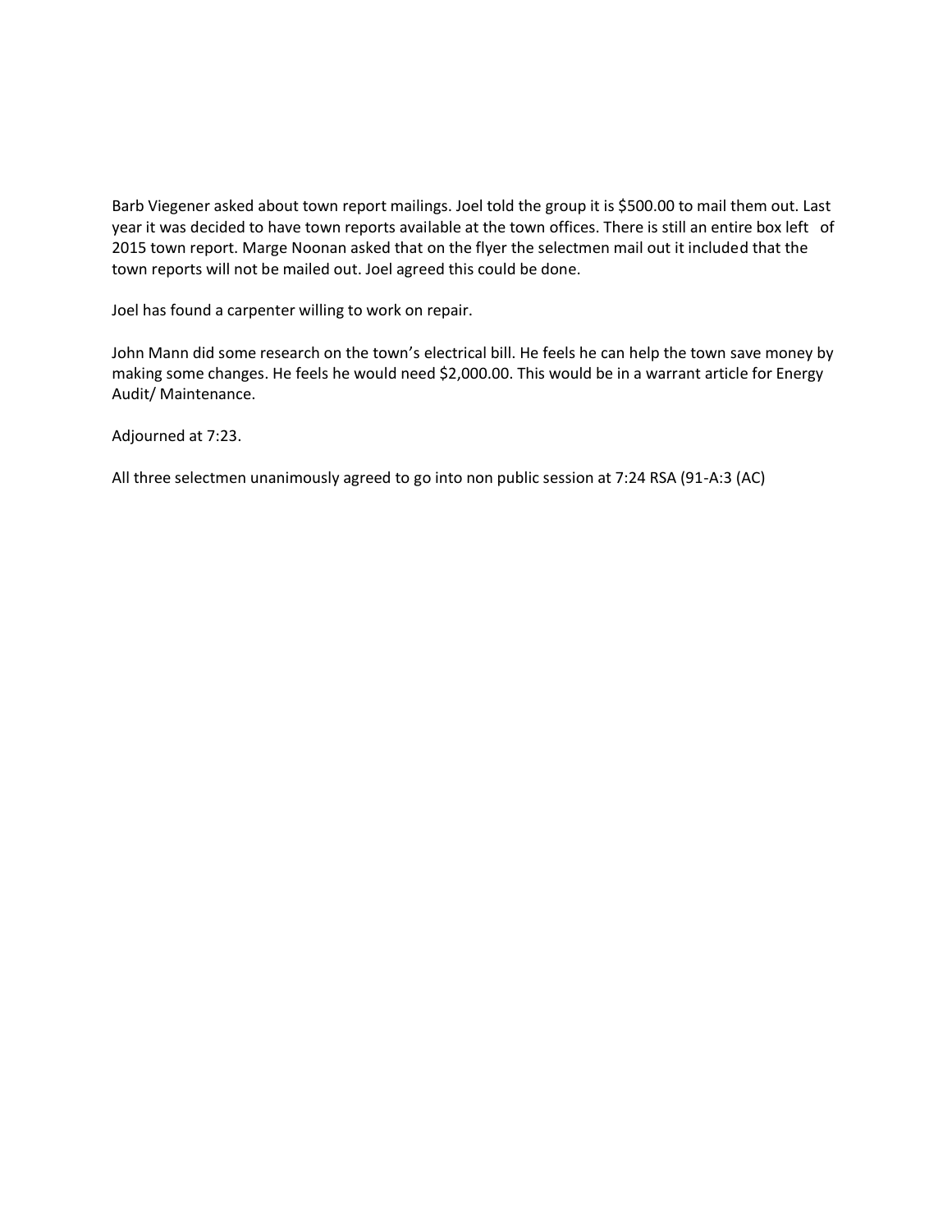Barb Viegener asked about town report mailings. Joel told the group it is $500.00 to mail them out. Last year it was decided to have town reports available at the town offices. There is still an entire box left of 2015 town report. Marge Noonan asked that on the flyer the selectmen mail out it included that the town reports will not be mailed out. Joel agreed this could be done.

Joel has found a carpenter willing to work on repair.

John Mann did some research on the town's electrical bill. He feels he can help the town save money by making some changes. He feels he would need $2,000.00. This would be in a warrant article for Energy Audit/ Maintenance.

Adjourned at 7:23.

All three selectmen unanimously agreed to go into non public session at 7:24 RSA (91-A:3 (AC)